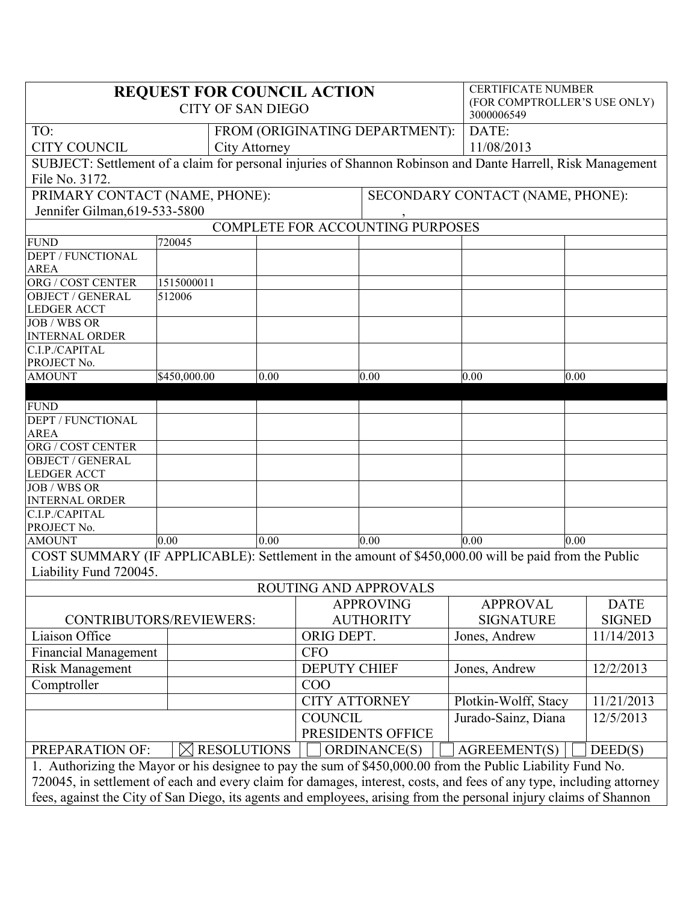# REQUEST FOR COUNCIL ACTION

CITY OF SAN DIEGO

CERTIFICATE NUMBER (FOR COMPTROLLER'S USE ONLY) 3000006549

| TO: | FROM (ORIGINATING DEPARTMENT): | DATE: |
|---|---|---|
| CITY COUNCIL | City Attorney | 11/08/2013 |

SUBJECT: Settlement of a claim for personal injuries of Shannon Robinson and Dante Harrell, Risk Management File No. 3172.

| PRIMARY CONTACT (NAME, PHONE): | SECONDARY CONTACT (NAME, PHONE): |
|---|---|
| Jennifer Gilman,619-533-5800 | , |

## COMPLETE FOR ACCOUNTING PURPOSES

| | | | | | |
|---|---|---|---|---|---|
| FUND | 720045 | | | | |
| DEPT / FUNCTIONAL AREA | | | | | |
| ORG / COST CENTER | 1515000011 | | | | |
| OBJECT / GENERAL LEDGER ACCT | 512006 | | | | |
| JOB / WBS OR INTERNAL ORDER | | | | | |
| C.I.P./CAPITAL PROJECT No. | | | | | |
| AMOUNT | $450,000.00 | 0.00 | 0.00 | 0.00 | 0.00 |

| | | | | | |
|---|---|---|---|---|---|
| FUND | | | | | |
| DEPT / FUNCTIONAL AREA | | | | | |
| ORG / COST CENTER | | | | | |
| OBJECT / GENERAL LEDGER ACCT | | | | | |
| JOB / WBS OR INTERNAL ORDER | | | | | |
| C.I.P./CAPITAL PROJECT No. | | | | | |
| AMOUNT | 0.00 | 0.00 | 0.00 | 0.00 | 0.00 |

COST SUMMARY (IF APPLICABLE): Settlement in the amount of $450,000.00 will be paid from the Public Liability Fund 720045.

## ROUTING AND APPROVALS

| CONTRIBUTORS/REVIEWERS: | | APPROVING AUTHORITY | APPROVAL SIGNATURE | DATE SIGNED |
|---|---|---|---|---|
| Liaison Office | | ORIG DEPT. | Jones, Andrew | 11/14/2013 |
| Financial Management | | CFO | | |
| Risk Management | | DEPUTY CHIEF | Jones, Andrew | 12/2/2013 |
| Comptroller | | COO | | |
| | | CITY ATTORNEY | Plotkin-Wolff, Stacy | 11/21/2013 |
| | | COUNCIL PRESIDENTS OFFICE | Jurado-Sainz, Diana | 12/5/2013 |

PREPARATION OF: ☒ RESOLUTIONS ☐ ORDINANCE(S) ☐ AGREEMENT(S) ☐ DEED(S)

1. Authorizing the Mayor or his designee to pay the sum of $450,000.00 from the Public Liability Fund No. 720045, in settlement of each and every claim for damages, interest, costs, and fees of any type, including attorney fees, against the City of San Diego, its agents and employees, arising from the personal injury claims of Shannon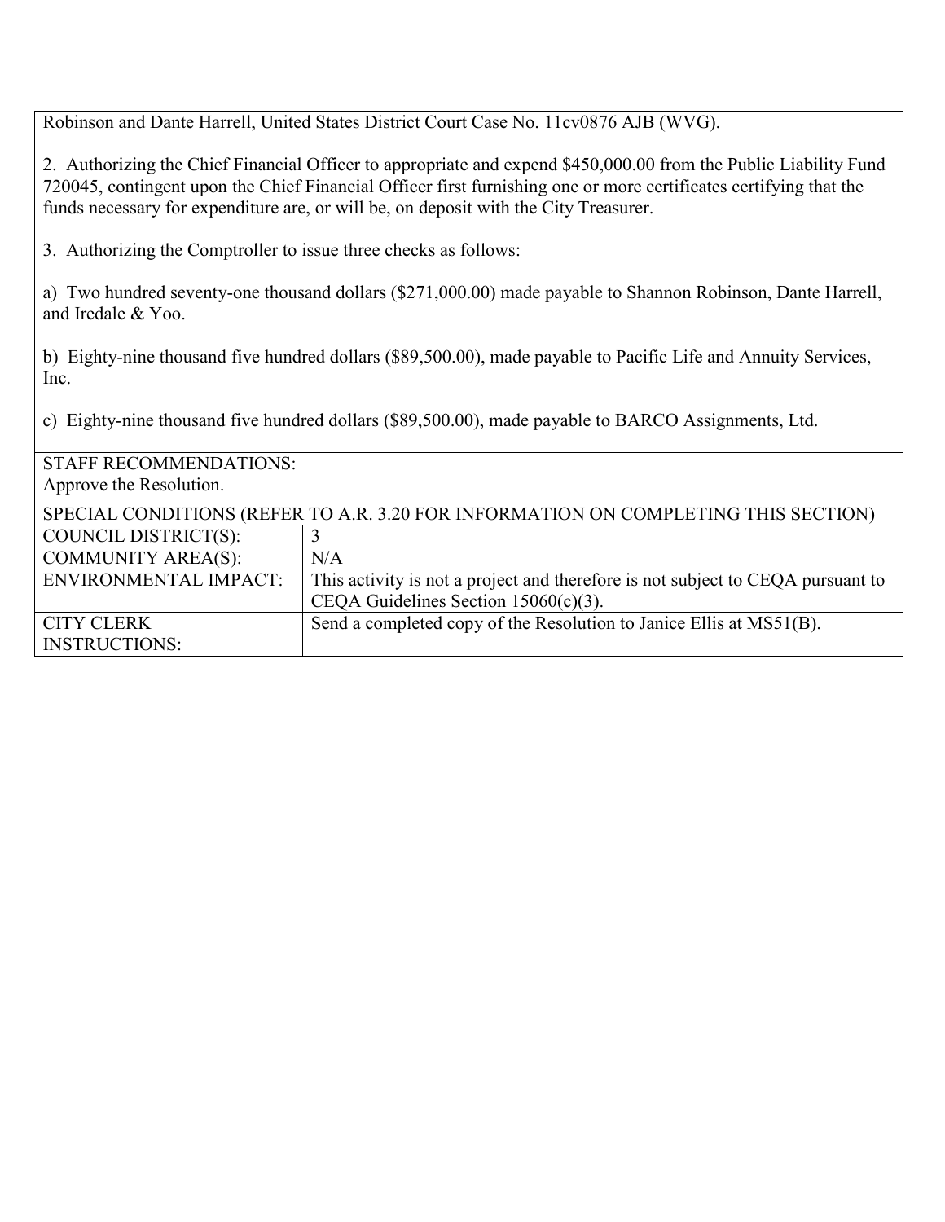Robinson and Dante Harrell, United States District Court Case No. 11cv0876 AJB (WVG).

2. Authorizing the Chief Financial Officer to appropriate and expend $450,000.00 from the Public Liability Fund 720045, contingent upon the Chief Financial Officer first furnishing one or more certificates certifying that the funds necessary for expenditure are, or will be, on deposit with the City Treasurer.

3. Authorizing the Comptroller to issue three checks as follows:

a) Two hundred seventy-one thousand dollars ($271,000.00) made payable to Shannon Robinson, Dante Harrell, and Iredale & Yoo.

b) Eighty-nine thousand five hundred dollars ($89,500.00), made payable to Pacific Life and Annuity Services, Inc.

c) Eighty-nine thousand five hundred dollars ($89,500.00), made payable to BARCO Assignments, Ltd.

STAFF RECOMMENDATIONS:
Approve the Resolution.

| SPECIAL CONDITIONS (REFER TO A.R. 3.20 FOR INFORMATION ON COMPLETING THIS SECTION) | |
|---|---|
| COUNCIL DISTRICT(S): | 3 |
| COMMUNITY AREA(S): | N/A |
| ENVIRONMENTAL IMPACT: | This activity is not a project and therefore is not subject to CEQA pursuant to CEQA Guidelines Section 15060(c)(3). |
| CITY CLERK INSTRUCTIONS: | Send a completed copy of the Resolution to Janice Ellis at MS51(B). |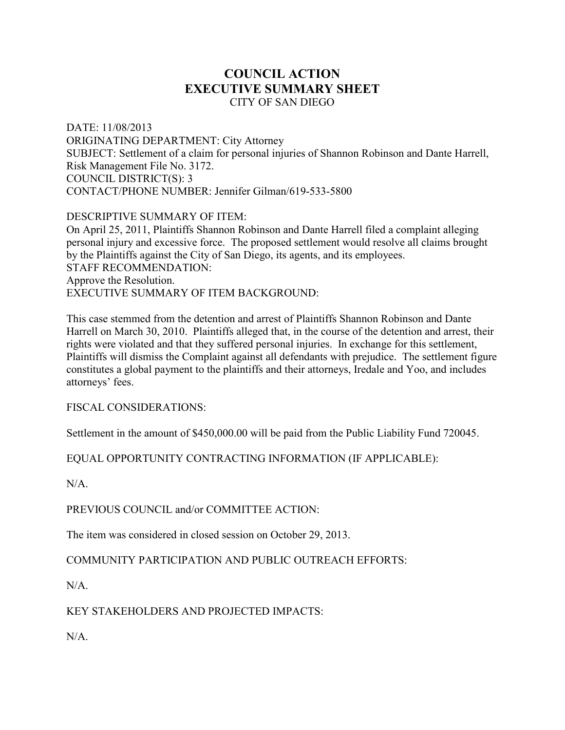# COUNCIL ACTION
# EXECUTIVE SUMMARY SHEET

CITY OF SAN DIEGO

DATE: 11/08/2013
ORIGINATING DEPARTMENT: City Attorney
SUBJECT: Settlement of a claim for personal injuries of Shannon Robinson and Dante Harrell, Risk Management File No. 3172.
COUNCIL DISTRICT(S): 3
CONTACT/PHONE NUMBER: Jennifer Gilman/619-533-5800

DESCRIPTIVE SUMMARY OF ITEM:
On April 25, 2011, Plaintiffs Shannon Robinson and Dante Harrell filed a complaint alleging personal injury and excessive force. The proposed settlement would resolve all claims brought by the Plaintiffs against the City of San Diego, its agents, and its employees.
STAFF RECOMMENDATION:
Approve the Resolution.
EXECUTIVE SUMMARY OF ITEM BACKGROUND:

This case stemmed from the detention and arrest of Plaintiffs Shannon Robinson and Dante Harrell on March 30, 2010. Plaintiffs alleged that, in the course of the detention and arrest, their rights were violated and that they suffered personal injuries. In exchange for this settlement, Plaintiffs will dismiss the Complaint against all defendants with prejudice. The settlement figure constitutes a global payment to the plaintiffs and their attorneys, Iredale and Yoo, and includes attorneys' fees.

FISCAL CONSIDERATIONS:

Settlement in the amount of $450,000.00 will be paid from the Public Liability Fund 720045.

EQUAL OPPORTUNITY CONTRACTING INFORMATION (IF APPLICABLE):

N/A.

PREVIOUS COUNCIL and/or COMMITTEE ACTION:

The item was considered in closed session on October 29, 2013.

COMMUNITY PARTICIPATION AND PUBLIC OUTREACH EFFORTS:

N/A.

KEY STAKEHOLDERS AND PROJECTED IMPACTS:

N/A.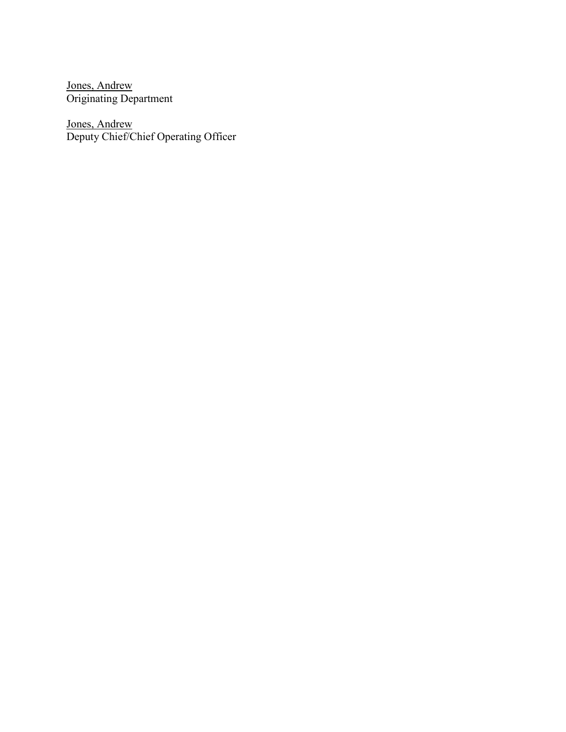<u>Jones, Andrew</u>
Originating Department

<u>Jones, Andrew</u>
Deputy Chief/Chief Operating Officer